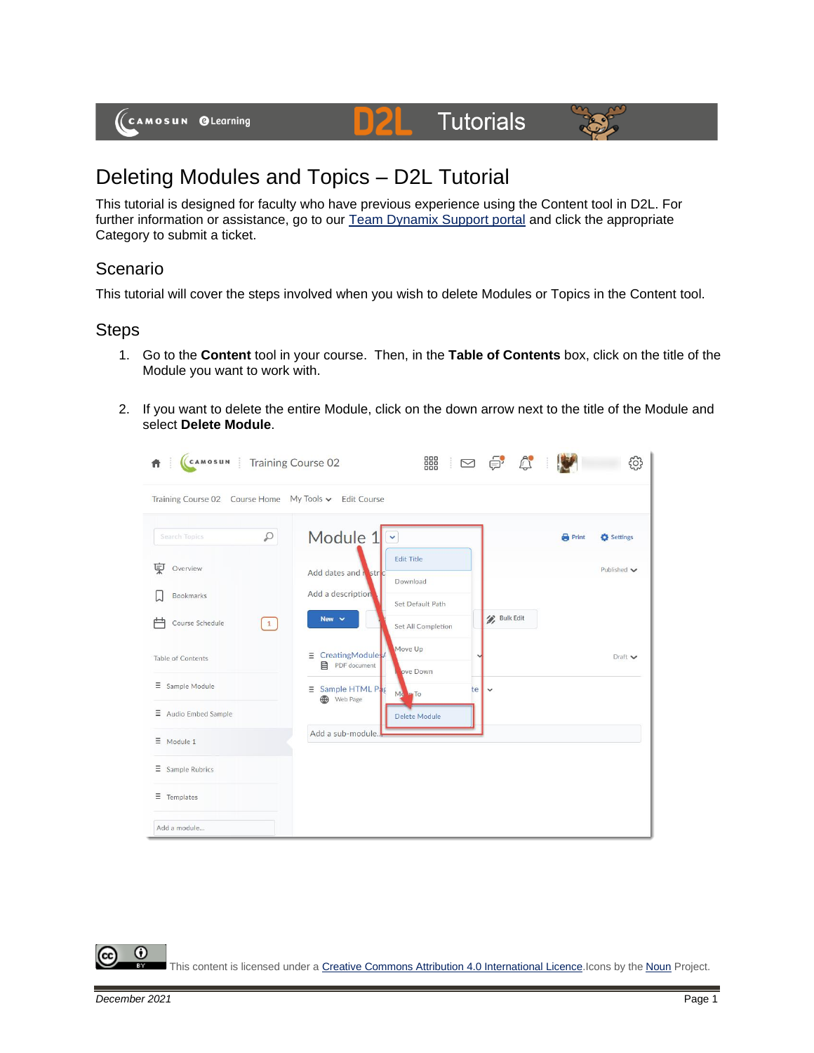# Deleting Modules and Topics – D2L Tutorial

This tutorial is designed for faculty who have previous experience using the Content tool in D2L. For further information or assistance, go to our Team Dynamix Support portal and click the appropriate Category to submit a ticket.

## Scenario

This tutorial will cover the steps involved when you wish to delete Modules or Topics in the Content tool.

## Steps

1. Go to the **Content** tool in your course. Then, in the **Table of Contents** box, click on the title of the Module you want to work with.

2. If you want to delete the entire Module, click on the down arrow next to the title of the Module and select **Delete Module**.

This content is licensed under a Creative Commons Attribution 4.0 International Licence. Icons by the Noun Project.

December 2021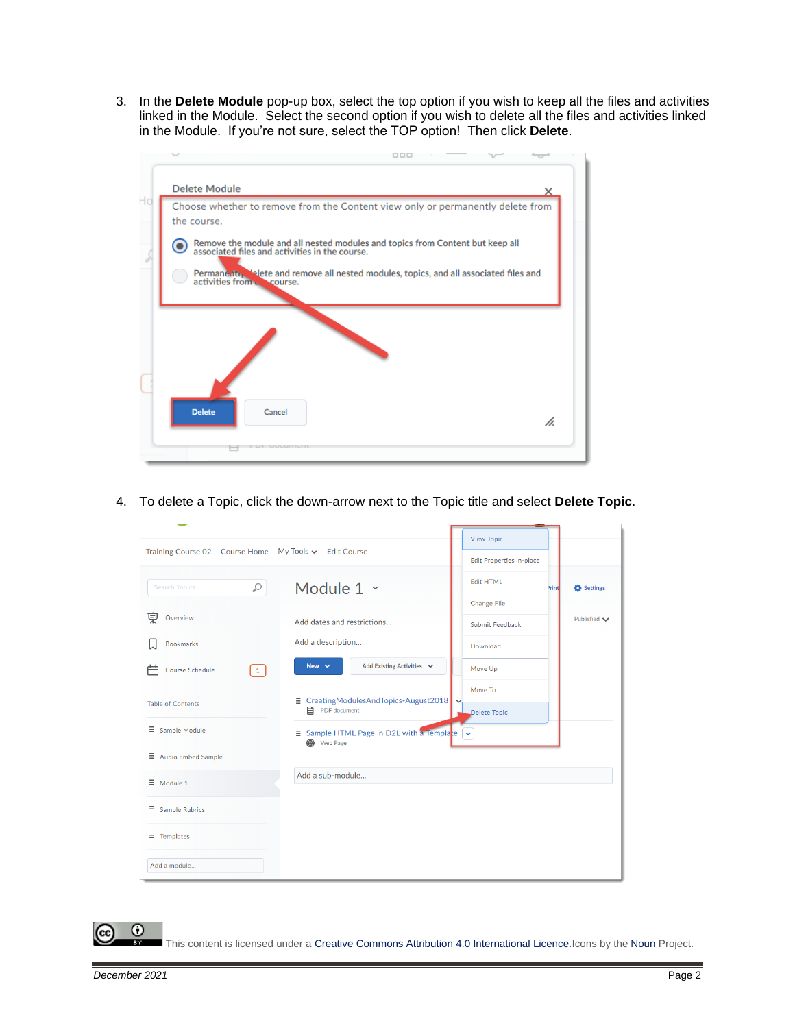3. In the **Delete Module** pop-up box, select the top option if you wish to keep all the files and activities linked in the Module. Select the second option if you wish to delete all the files and activities linked in the Module. If you're not sure, select the TOP option! Then click **Delete**.

4. To delete a Topic, click the down-arrow next to the Topic title and select **Delete Topic**.

This content is licensed under a Creative Commons Attribution 4.0 International Licence.Icons by the Noun Project.

*December 2021*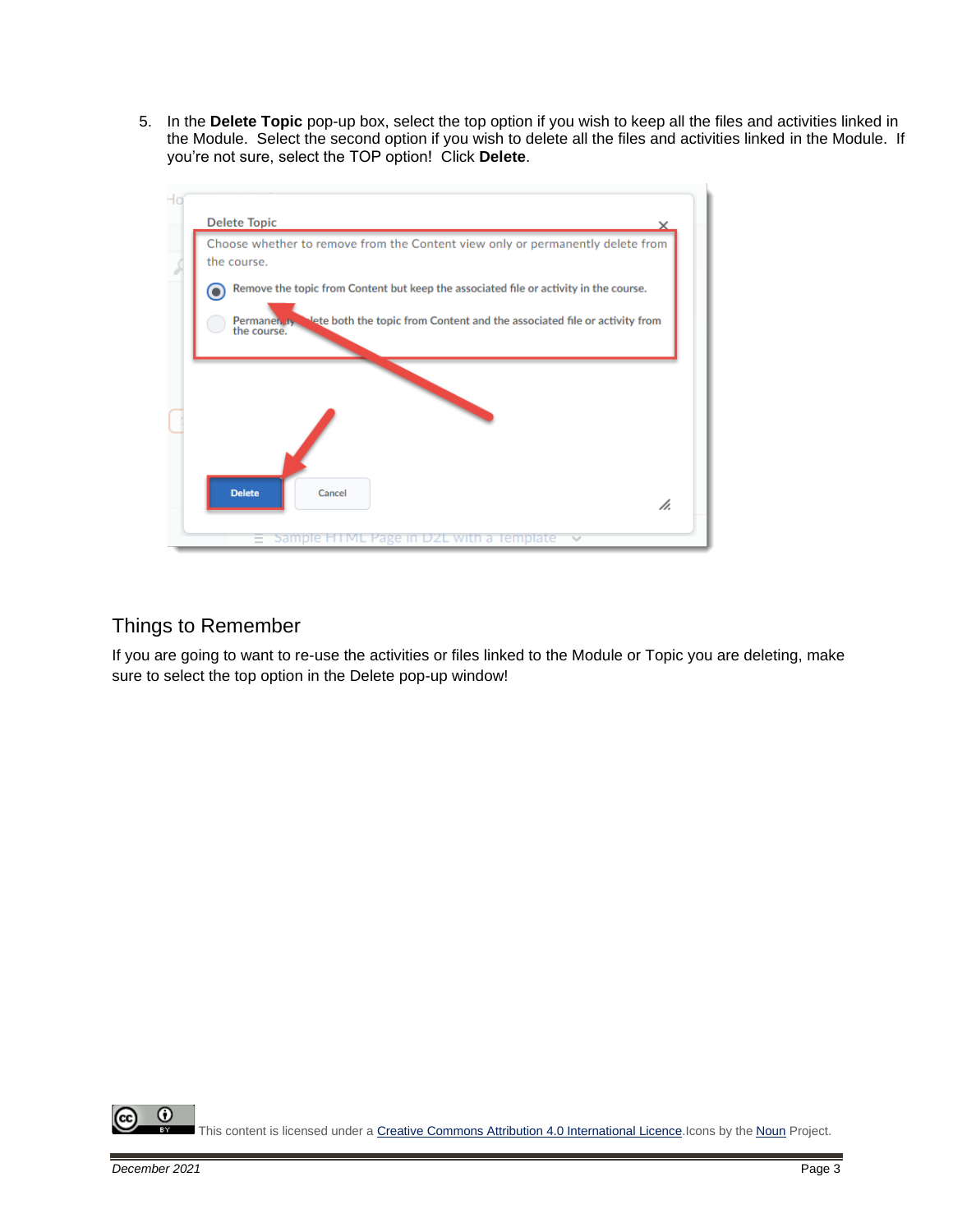5. In the **Delete Topic** pop-up box, select the top option if you wish to keep all the files and activities linked in the Module. Select the second option if you wish to delete all the files and activities linked in the Module. If you're not sure, select the TOP option! Click **Delete**.

## Things to Remember

If you are going to want to re-use the activities or files linked to the Module or Topic you are deleting, make sure to select the top option in the Delete pop-up window!

This content is licensed under a Creative Commons Attribution 4.0 International Licence. Icons by the Noun Project.

*December 2021*